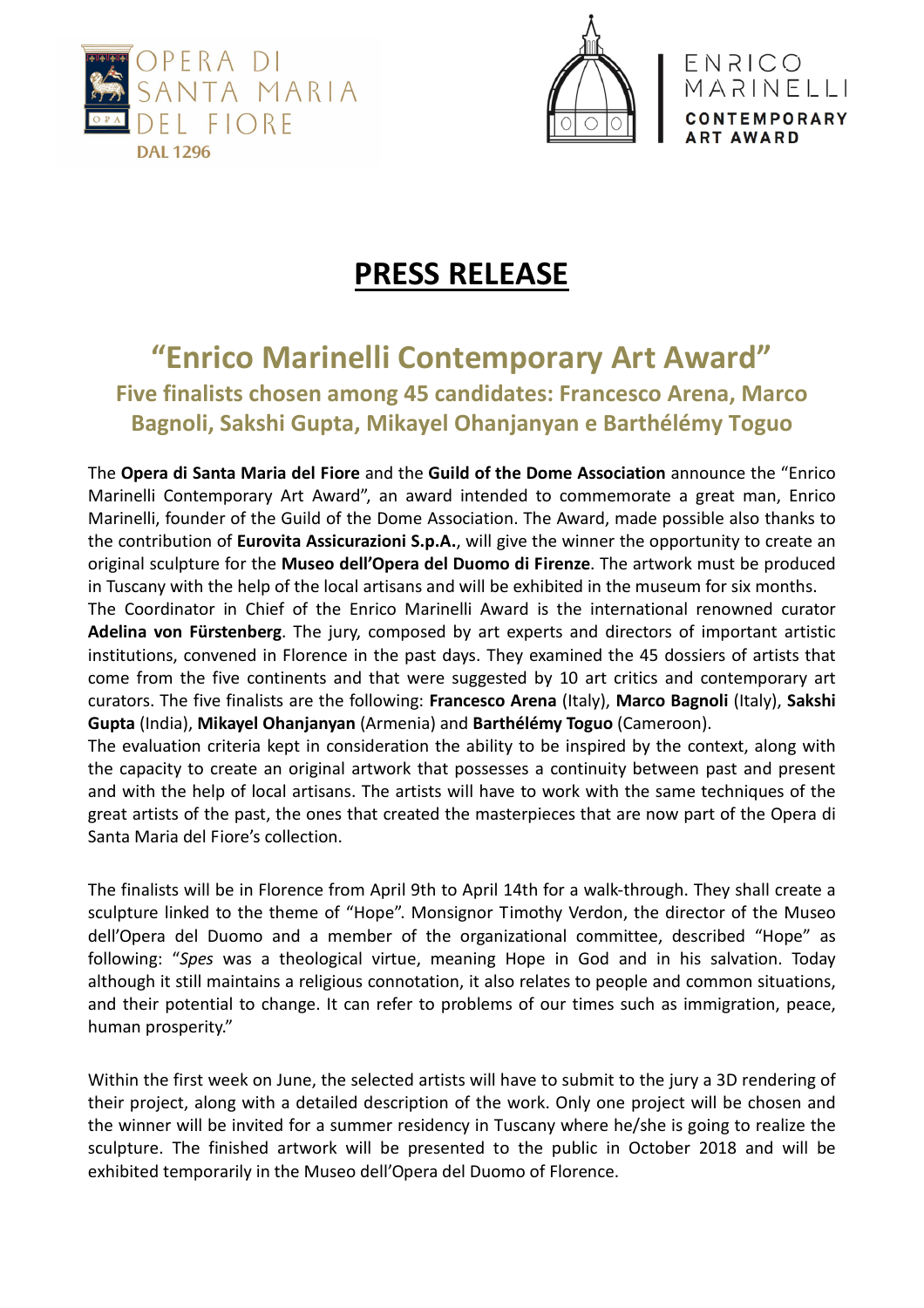OPERA DI SANTA MARIA DEL FIORE DAL 1296

ENRICO MARINELLI CONTEMPORARY ART AWARD

# PRESS RELEASE

## "Enrico Marinelli Contemporary Art Award"

### Five finalists chosen among 45 candidates: Francesco Arena, Marco Bagnoli, Sakshi Gupta, Mikayel Ohanjanyan e Barthélémy Toguo

The **Opera di Santa Maria del Fiore** and the **Guild of the Dome Association** announce the "Enrico Marinelli Contemporary Art Award", an award intended to commemorate a great man, Enrico Marinelli, founder of the Guild of the Dome Association. The Award, made possible also thanks to the contribution of **Eurovita Assicurazioni S.p.A.**, will give the winner the opportunity to create an original sculpture for the **Museo dell'Opera del Duomo di Firenze**. The artwork must be produced in Tuscany with the help of the local artisans and will be exhibited in the museum for six months.
The Coordinator in Chief of the Enrico Marinelli Award is the international renowned curator **Adelina von Fürstenberg**. The jury, composed by art experts and directors of important artistic institutions, convened in Florence in the past days. They examined the 45 dossiers of artists that come from the five continents and that were suggested by 10 art critics and contemporary art curators. The five finalists are the following: **Francesco Arena** (Italy), **Marco Bagnoli** (Italy), **Sakshi Gupta** (India), **Mikayel Ohanjanyan** (Armenia) and **Barthélémy Toguo** (Cameroon).
The evaluation criteria kept in consideration the ability to be inspired by the context, along with the capacity to create an original artwork that possesses a continuity between past and present and with the help of local artisans. The artists will have to work with the same techniques of the great artists of the past, the ones that created the masterpieces that are now part of the Opera di Santa Maria del Fiore's collection.

The finalists will be in Florence from April 9th to April 14th for a walk-through. They shall create a sculpture linked to the theme of "Hope". Monsignor Timothy Verdon, the director of the Museo dell'Opera del Duomo and a member of the organizational committee, described "Hope" as following: "*Spes* was a theological virtue, meaning Hope in God and in his salvation. Today although it still maintains a religious connotation, it also relates to people and common situations, and their potential to change. It can refer to problems of our times such as immigration, peace, human prosperity."

Within the first week on June, the selected artists will have to submit to the jury a 3D rendering of their project, along with a detailed description of the work. Only one project will be chosen and the winner will be invited for a summer residency in Tuscany where he/she is going to realize the sculpture. The finished artwork will be presented to the public in October 2018 and will be exhibited temporarily in the Museo dell'Opera del Duomo of Florence.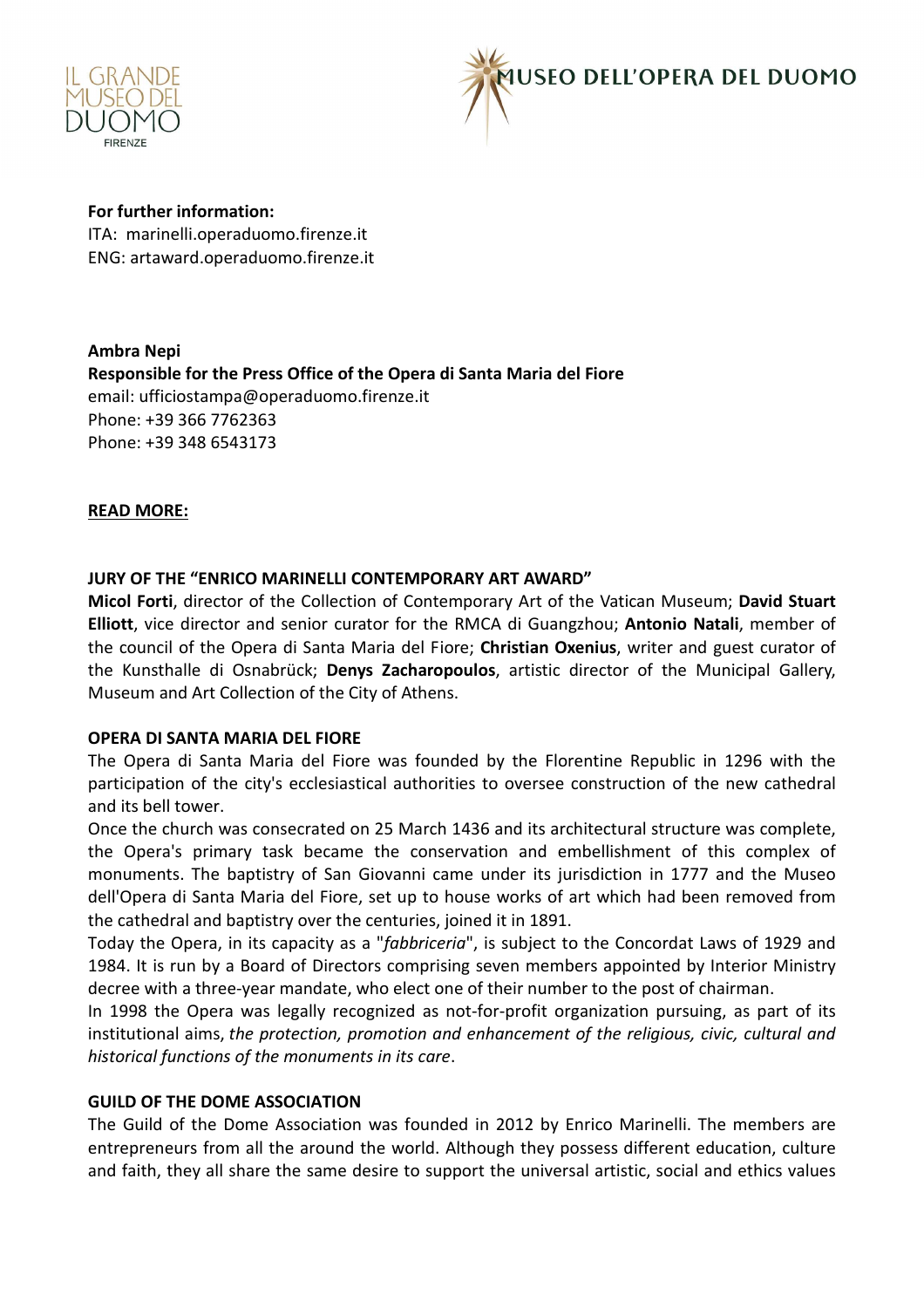**For further information:**
ITA: marinelli.operaduomo.firenze.it
ENG: artaward.operaduomo.firenze.it

**Ambra Nepi**
**Responsible for the Press Office of the Opera di Santa Maria del Fiore**
email: ufficiostampa@operaduomo.firenze.it
Phone: +39 366 7762363
Phone: +39 348 6543173

**READ MORE:**

### JURY OF THE "ENRICO MARINELLI CONTEMPORARY ART AWARD"

**Micol Forti**, director of the Collection of Contemporary Art of the Vatican Museum; **David Stuart Elliott**, vice director and senior curator for the RMCA di Guangzhou; **Antonio Natali**, member of the council of the Opera di Santa Maria del Fiore; **Christian Oxenius**, writer and guest curator of the Kunsthalle di Osnabrück; **Denys Zacharopoulos**, artistic director of the Municipal Gallery, Museum and Art Collection of the City of Athens.

### OPERA DI SANTA MARIA DEL FIORE

The Opera di Santa Maria del Fiore was founded by the Florentine Republic in 1296 with the participation of the city's ecclesiastical authorities to oversee construction of the new cathedral and its bell tower.
Once the church was consecrated on 25 March 1436 and its architectural structure was complete, the Opera's primary task became the conservation and embellishment of this complex of monuments. The baptistry of San Giovanni came under its jurisdiction in 1777 and the Museo dell'Opera di Santa Maria del Fiore, set up to house works of art which had been removed from the cathedral and baptistry over the centuries, joined it in 1891.
Today the Opera, in its capacity as a "*fabbriceria*", is subject to the Concordat Laws of 1929 and 1984. It is run by a Board of Directors comprising seven members appointed by Interior Ministry decree with a three-year mandate, who elect one of their number to the post of chairman.
In 1998 the Opera was legally recognized as not-for-profit organization pursuing, as part of its institutional aims, *the protection, promotion and enhancement of the religious, civic, cultural and historical functions of the monuments in its care*.

### GUILD OF THE DOME ASSOCIATION

The Guild of the Dome Association was founded in 2012 by Enrico Marinelli. The members are entrepreneurs from all the around the world. Although they possess different education, culture and faith, they all share the same desire to support the universal artistic, social and ethics values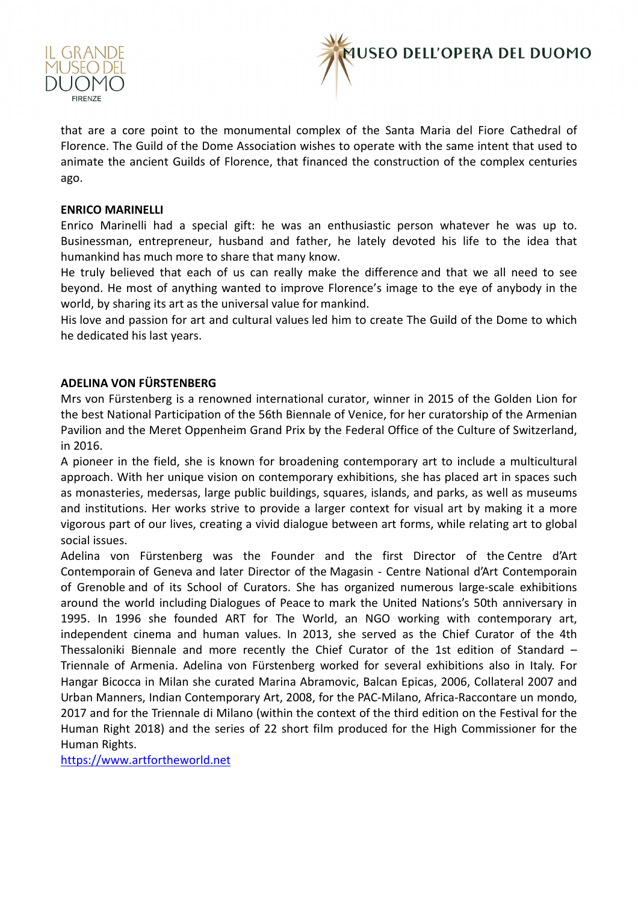that are a core point to the monumental complex of the Santa Maria del Fiore Cathedral of Florence. The Guild of the Dome Association wishes to operate with the same intent that used to animate the ancient Guilds of Florence, that financed the construction of the complex centuries ago.

**ENRICO MARINELLI**

Enrico Marinelli had a special gift: he was an enthusiastic person whatever he was up to. Businessman, entrepreneur, husband and father, he lately devoted his life to the idea that humankind has much more to share that many know.

He truly believed that each of us can really make the difference and that we all need to see beyond. He most of anything wanted to improve Florence's image to the eye of anybody in the world, by sharing its art as the universal value for mankind.

His love and passion for art and cultural values led him to create The Guild of the Dome to which he dedicated his last years.

**ADELINA VON FÜRSTENBERG**

Mrs von Fürstenberg is a renowned international curator, winner in 2015 of the Golden Lion for the best National Participation of the 56th Biennale of Venice, for her curatorship of the Armenian Pavilion and the Meret Oppenheim Grand Prix by the Federal Office of the Culture of Switzerland, in 2016.

A pioneer in the field, she is known for broadening contemporary art to include a multicultural approach. With her unique vision on contemporary exhibitions, she has placed art in spaces such as monasteries, medersas, large public buildings, squares, islands, and parks, as well as museums and institutions. Her works strive to provide a larger context for visual art by making it a more vigorous part of our lives, creating a vivid dialogue between art forms, while relating art to global social issues.

Adelina von Fürstenberg was the Founder and the first Director of the Centre d'Art Contemporain of Geneva and later Director of the Magasin - Centre National d'Art Contemporain of Grenoble and of its School of Curators. She has organized numerous large-scale exhibitions around the world including Dialogues of Peace to mark the United Nations's 50th anniversary in 1995. In 1996 she founded ART for The World, an NGO working with contemporary art, independent cinema and human values. In 2013, she served as the Chief Curator of the 4th Thessaloniki Biennale and more recently the Chief Curator of the 1st edition of Standard – Triennale of Armenia. Adelina von Fürstenberg worked for several exhibitions also in Italy. For Hangar Bicocca in Milan she curated Marina Abramovic, Balcan Epicas, 2006, Collateral 2007 and Urban Manners, Indian Contemporary Art, 2008, for the PAC-Milano, Africa-Raccontare un mondo, 2017 and for the Triennale di Milano (within the context of the third edition on the Festival for the Human Right 2018) and the series of 22 short film produced for the High Commissioner for the Human Rights.

[https://www.artfortheworld.net](https://www.artfortheworld.net)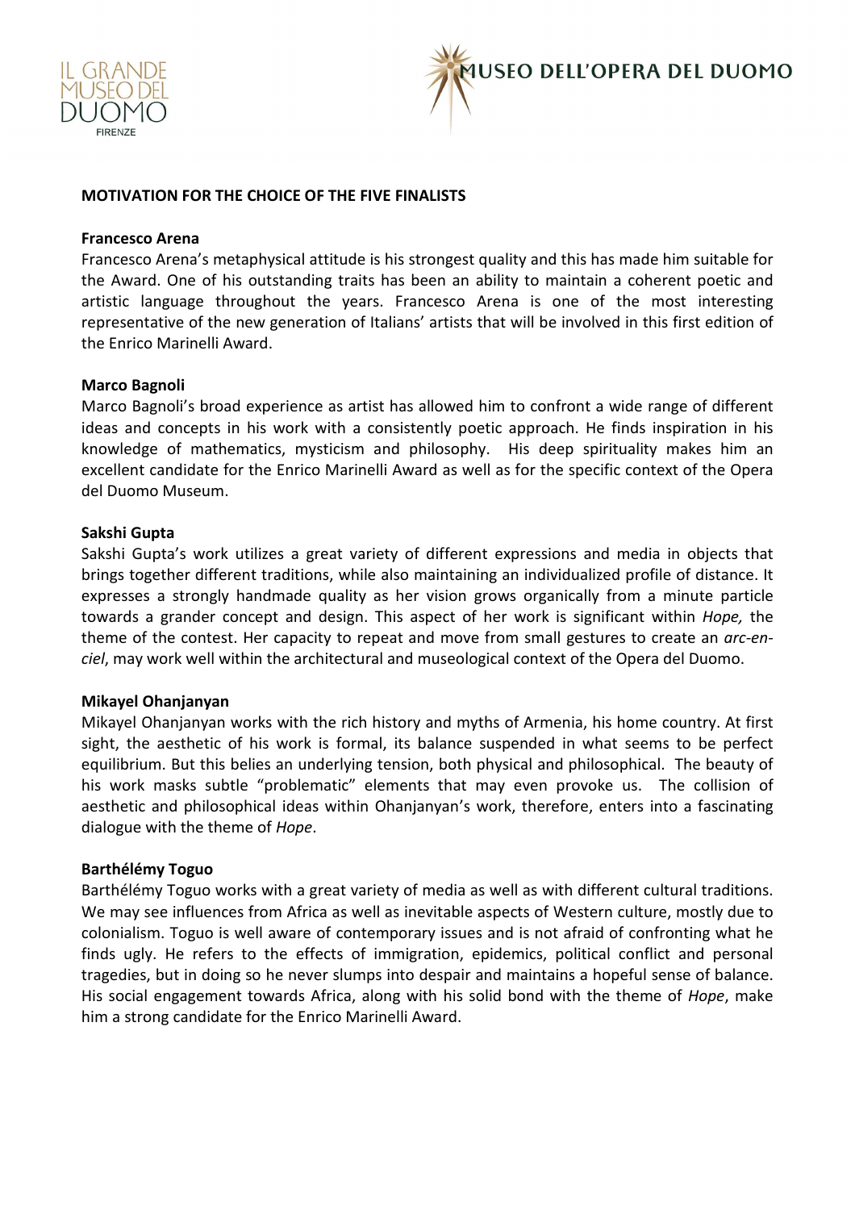**MOTIVATION FOR THE CHOICE OF THE FIVE FINALISTS**

**Francesco Arena**

Francesco Arena's metaphysical attitude is his strongest quality and this has made him suitable for the Award. One of his outstanding traits has been an ability to maintain a coherent poetic and artistic language throughout the years. Francesco Arena is one of the most interesting representative of the new generation of Italians' artists that will be involved in this first edition of the Enrico Marinelli Award.

**Marco Bagnoli**

Marco Bagnoli's broad experience as artist has allowed him to confront a wide range of different ideas and concepts in his work with a consistently poetic approach. He finds inspiration in his knowledge of mathematics, mysticism and philosophy. His deep spirituality makes him an excellent candidate for the Enrico Marinelli Award as well as for the specific context of the Opera del Duomo Museum.

**Sakshi Gupta**

Sakshi Gupta's work utilizes a great variety of different expressions and media in objects that brings together different traditions, while also maintaining an individualized profile of distance. It expresses a strongly handmade quality as her vision grows organically from a minute particle towards a grander concept and design. This aspect of her work is significant within *Hope,* the theme of the contest. Her capacity to repeat and move from small gestures to create an *arc-en-ciel*, may work well within the architectural and museological context of the Opera del Duomo.

**Mikayel Ohanjanyan**

Mikayel Ohanjanyan works with the rich history and myths of Armenia, his home country. At first sight, the aesthetic of his work is formal, its balance suspended in what seems to be perfect equilibrium. But this belies an underlying tension, both physical and philosophical. The beauty of his work masks subtle "problematic" elements that may even provoke us. The collision of aesthetic and philosophical ideas within Ohanjanyan's work, therefore, enters into a fascinating dialogue with the theme of *Hope*.

**Barthélémy Toguo**

Barthélémy Toguo works with a great variety of media as well as with different cultural traditions. We may see influences from Africa as well as inevitable aspects of Western culture, mostly due to colonialism. Toguo is well aware of contemporary issues and is not afraid of confronting what he finds ugly. He refers to the effects of immigration, epidemics, political conflict and personal tragedies, but in doing so he never slumps into despair and maintains a hopeful sense of balance. His social engagement towards Africa, along with his solid bond with the theme of *Hope*, make him a strong candidate for the Enrico Marinelli Award.